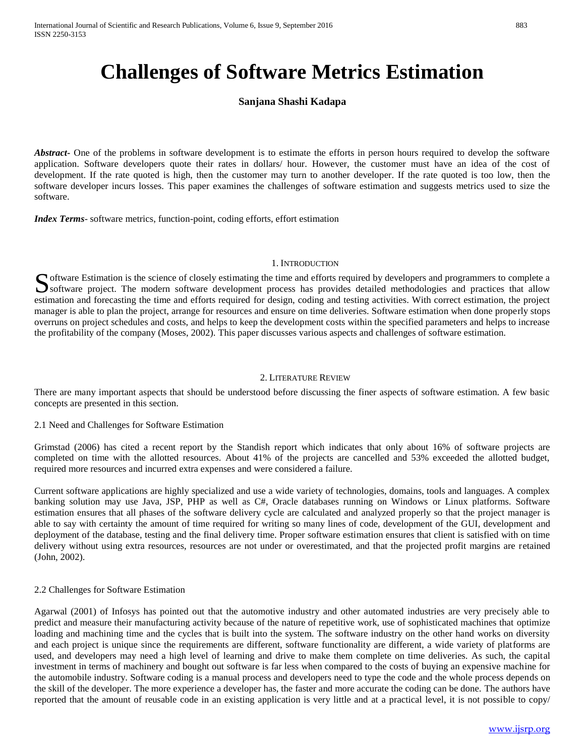# Challenges of Software Metrics Estimation

**Sanjana Shashi Kadapa**

***Abstract*-** One of the problems in software development is to estimate the efforts in person hours required to develop the software application. Software developers quote their rates in dollars/ hour. However, the customer must have an idea of the cost of development. If the rate quoted is high, then the customer may turn to another developer. If the rate quoted is too low, then the software developer incurs losses. This paper examines the challenges of software estimation and suggests metrics used to size the software.

***Index Terms*-** software metrics, function-point, coding efforts, effort estimation

## 1. Introduction

Software Estimation is the science of closely estimating the time and efforts required by developers and programmers to complete a software project. The modern software development process has provides detailed methodologies and practices that allow estimation and forecasting the time and efforts required for design, coding and testing activities. With correct estimation, the project manager is able to plan the project, arrange for resources and ensure on time deliveries. Software estimation when done properly stops overruns on project schedules and costs, and helps to keep the development costs within the specified parameters and helps to increase the profitability of the company (Moses, 2002). This paper discusses various aspects and challenges of software estimation.

## 2. Literature Review

There are many important aspects that should be understood before discussing the finer aspects of software estimation. A few basic concepts are presented in this section.

### 2.1 Need and Challenges for Software Estimation

Grimstad (2006) has cited a recent report by the Standish report which indicates that only about 16% of software projects are completed on time with the allotted resources. About 41% of the projects are cancelled and 53% exceeded the allotted budget, required more resources and incurred extra expenses and were considered a failure.

Current software applications are highly specialized and use a wide variety of technologies, domains, tools and languages. A complex banking solution may use Java, JSP, PHP as well as C#, Oracle databases running on Windows or Linux platforms. Software estimation ensures that all phases of the software delivery cycle are calculated and analyzed properly so that the project manager is able to say with certainty the amount of time required for writing so many lines of code, development of the GUI, development and deployment of the database, testing and the final delivery time. Proper software estimation ensures that client is satisfied with on time delivery without using extra resources, resources are not under or overestimated, and that the projected profit margins are retained (John, 2002).

### 2.2 Challenges for Software Estimation

Agarwal (2001) of Infosys has pointed out that the automotive industry and other automated industries are very precisely able to predict and measure their manufacturing activity because of the nature of repetitive work, use of sophisticated machines that optimize loading and machining time and the cycles that is built into the system. The software industry on the other hand works on diversity and each project is unique since the requirements are different, software functionality are different, a wide variety of platforms are used, and developers may need a high level of learning and drive to make them complete on time deliveries. As such, the capital investment in terms of machinery and bought out software is far less when compared to the costs of buying an expensive machine for the automobile industry. Software coding is a manual process and developers need to type the code and the whole process depends on the skill of the developer. The more experience a developer has, the faster and more accurate the coding can be done. The authors have reported that the amount of reusable code in an existing application is very little and at a practical level, it is not possible to copy/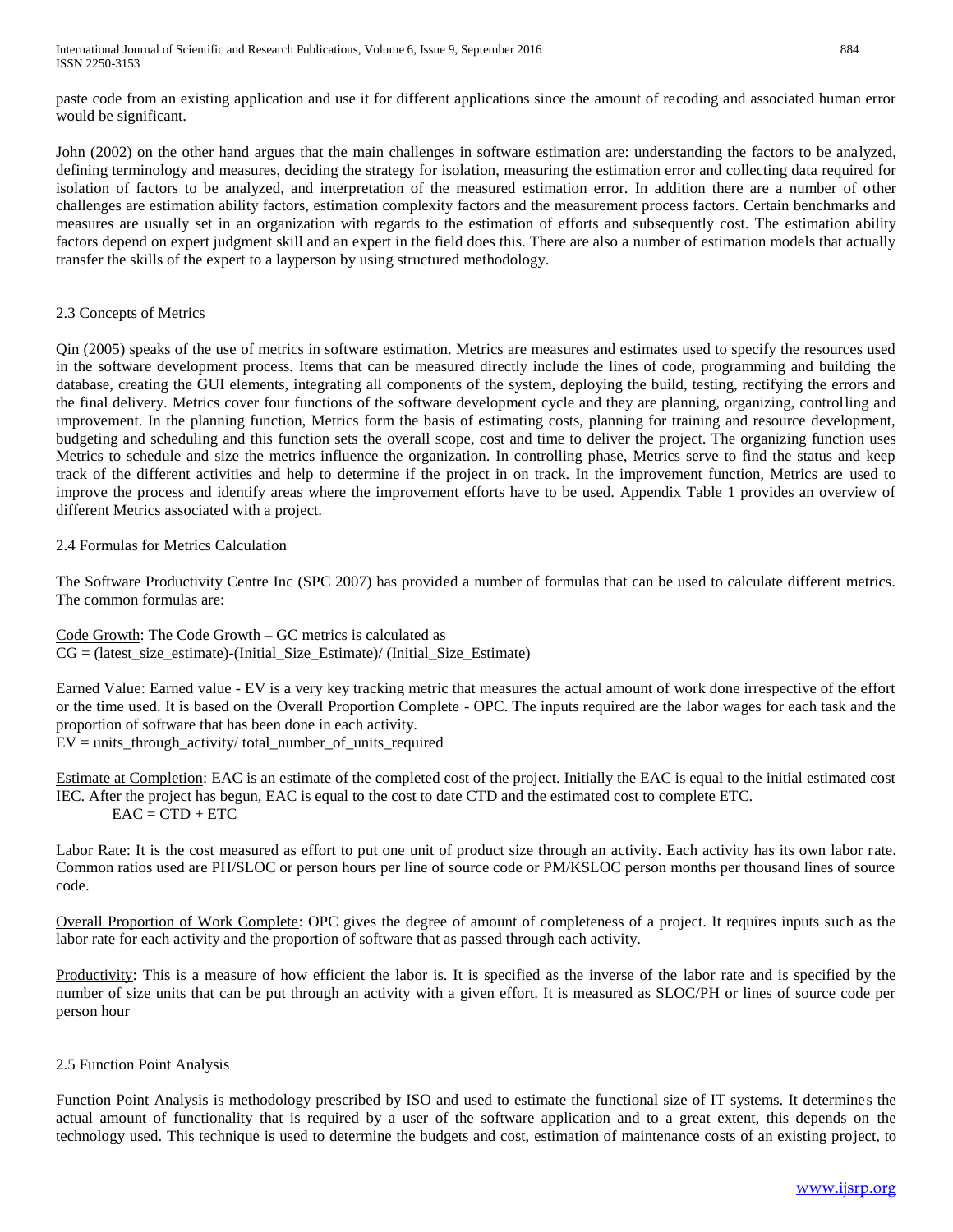paste code from an existing application and use it for different applications since the amount of recoding and associated human error would be significant.

John (2002) on the other hand argues that the main challenges in software estimation are: understanding the factors to be analyzed, defining terminology and measures, deciding the strategy for isolation, measuring the estimation error and collecting data required for isolation of factors to be analyzed, and interpretation of the measured estimation error. In addition there are a number of other challenges are estimation ability factors, estimation complexity factors and the measurement process factors. Certain benchmarks and measures are usually set in an organization with regards to the estimation of efforts and subsequently cost. The estimation ability factors depend on expert judgment skill and an expert in the field does this. There are also a number of estimation models that actually transfer the skills of the expert to a layperson by using structured methodology.

## 2.3 Concepts of Metrics

Qin (2005) speaks of the use of metrics in software estimation. Metrics are measures and estimates used to specify the resources used in the software development process. Items that can be measured directly include the lines of code, programming and building the database, creating the GUI elements, integrating all components of the system, deploying the build, testing, rectifying the errors and the final delivery. Metrics cover four functions of the software development cycle and they are planning, organizing, controlling and improvement. In the planning function, Metrics form the basis of estimating costs, planning for training and resource development, budgeting and scheduling and this function sets the overall scope, cost and time to deliver the project. The organizing function uses Metrics to schedule and size the metrics influence the organization. In controlling phase, Metrics serve to find the status and keep track of the different activities and help to determine if the project in on track. In the improvement function, Metrics are used to improve the process and identify areas where the improvement efforts have to be used. Appendix Table 1 provides an overview of different Metrics associated with a project.

## 2.4 Formulas for Metrics Calculation

The Software Productivity Centre Inc (SPC 2007) has provided a number of formulas that can be used to calculate different metrics. The common formulas are:

Code Growth: The Code Growth – GC metrics is calculated as
CG = (latest_size_estimate)-(Initial_Size_Estimate)/ (Initial_Size_Estimate)

Earned Value: Earned value - EV is a very key tracking metric that measures the actual amount of work done irrespective of the effort or the time used. It is based on the Overall Proportion Complete - OPC. The inputs required are the labor wages for each task and the proportion of software that has been done in each activity.
EV = units_through_activity/ total_number_of_units_required

Estimate at Completion: EAC is an estimate of the completed cost of the project. Initially the EAC is equal to the initial estimated cost IEC. After the project has begun, EAC is equal to the cost to date CTD and the estimated cost to complete ETC.

EAC = CTD + ETC

Labor Rate: It is the cost measured as effort to put one unit of product size through an activity. Each activity has its own labor rate. Common ratios used are PH/SLOC or person hours per line of source code or PM/KSLOC person months per thousand lines of source code.

Overall Proportion of Work Complete: OPC gives the degree of amount of completeness of a project. It requires inputs such as the labor rate for each activity and the proportion of software that as passed through each activity.

Productivity: This is a measure of how efficient the labor is. It is specified as the inverse of the labor rate and is specified by the number of size units that can be put through an activity with a given effort. It is measured as SLOC/PH or lines of source code per person hour

## 2.5 Function Point Analysis

Function Point Analysis is methodology prescribed by ISO and used to estimate the functional size of IT systems. It determines the actual amount of functionality that is required by a user of the software application and to a great extent, this depends on the technology used. This technique is used to determine the budgets and cost, estimation of maintenance costs of an existing project, to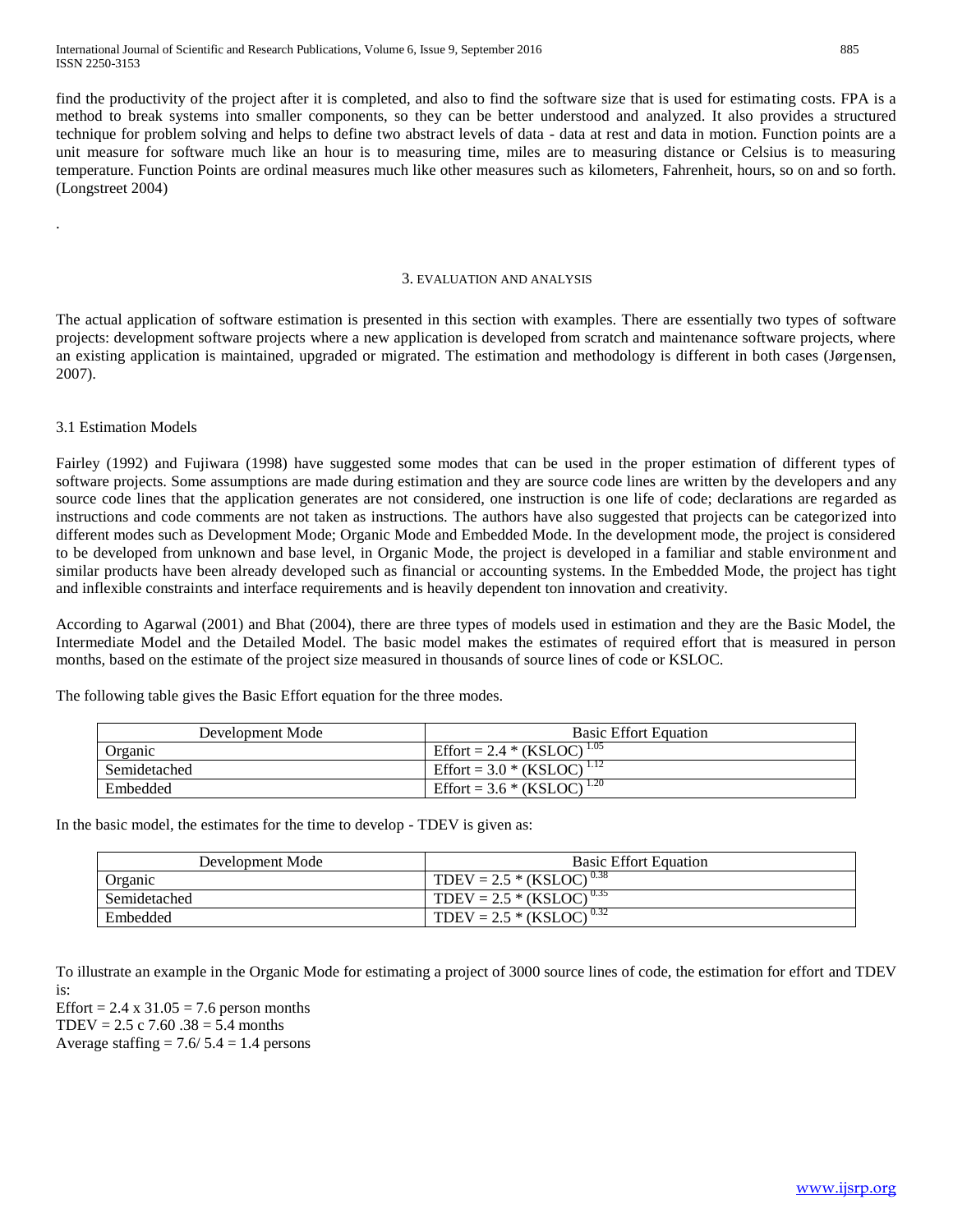find the productivity of the project after it is completed, and also to find the software size that is used for estimating costs. FPA is a method to break systems into smaller components, so they can be better understood and analyzed. It also provides a structured technique for problem solving and helps to define two abstract levels of data - data at rest and data in motion. Function points are a unit measure for software much like an hour is to measuring time, miles are to measuring distance or Celsius is to measuring temperature. Function Points are ordinal measures much like other measures such as kilometers, Fahrenheit, hours, so on and so forth. (Longstreet 2004)

.

## 3. EVALUATION AND ANALYSIS

The actual application of software estimation is presented in this section with examples. There are essentially two types of software projects: development software projects where a new application is developed from scratch and maintenance software projects, where an existing application is maintained, upgraded or migrated. The estimation and methodology is different in both cases (Jørgensen, 2007).

### 3.1 Estimation Models

Fairley (1992) and Fujiwara (1998) have suggested some modes that can be used in the proper estimation of different types of software projects. Some assumptions are made during estimation and they are source code lines are written by the developers and any source code lines that the application generates are not considered, one instruction is one life of code; declarations are regarded as instructions and code comments are not taken as instructions. The authors have also suggested that projects can be categorized into different modes such as Development Mode; Organic Mode and Embedded Mode. In the development mode, the project is considered to be developed from unknown and base level, in Organic Mode, the project is developed in a familiar and stable environment and similar products have been already developed such as financial or accounting systems. In the Embedded Mode, the project has tight and inflexible constraints and interface requirements and is heavily dependent ton innovation and creativity.

According to Agarwal (2001) and Bhat (2004), there are three types of models used in estimation and they are the Basic Model, the Intermediate Model and the Detailed Model. The basic model makes the estimates of required effort that is measured in person months, based on the estimate of the project size measured in thousands of source lines of code or KSLOC.

The following table gives the Basic Effort equation for the three modes.

| Development Mode | Basic Effort Equation |
|---|---|
| Organic | $\text{Effort} = 2.4 * (\text{KSLOC})^{1.05}$ |
| Semidetached | $\text{Effort} = 3.0 * (\text{KSLOC})^{1.12}$ |
| Embedded | $\text{Effort} = 3.6 * (\text{KSLOC})^{1.20}$ |

In the basic model, the estimates for the time to develop - TDEV is given as:

| Development Mode | Basic Effort Equation |
|---|---|
| Organic | $\text{TDEV} = 2.5 * (\text{KSLOC})^{0.38}$ |
| Semidetached | $\text{TDEV} = 2.5 * (\text{KSLOC})^{0.35}$ |
| Embedded | $\text{TDEV} = 2.5 * (\text{KSLOC})^{0.32}$ |

To illustrate an example in the Organic Mode for estimating a project of 3000 source lines of code, the estimation for effort and TDEV is:

Effort = 2.4 x 31.05 = 7.6 person months  
TDEV = 2.5 c 7.60 .38 = 5.4 months  
Average staffing = 7.6/ 5.4 = 1.4 persons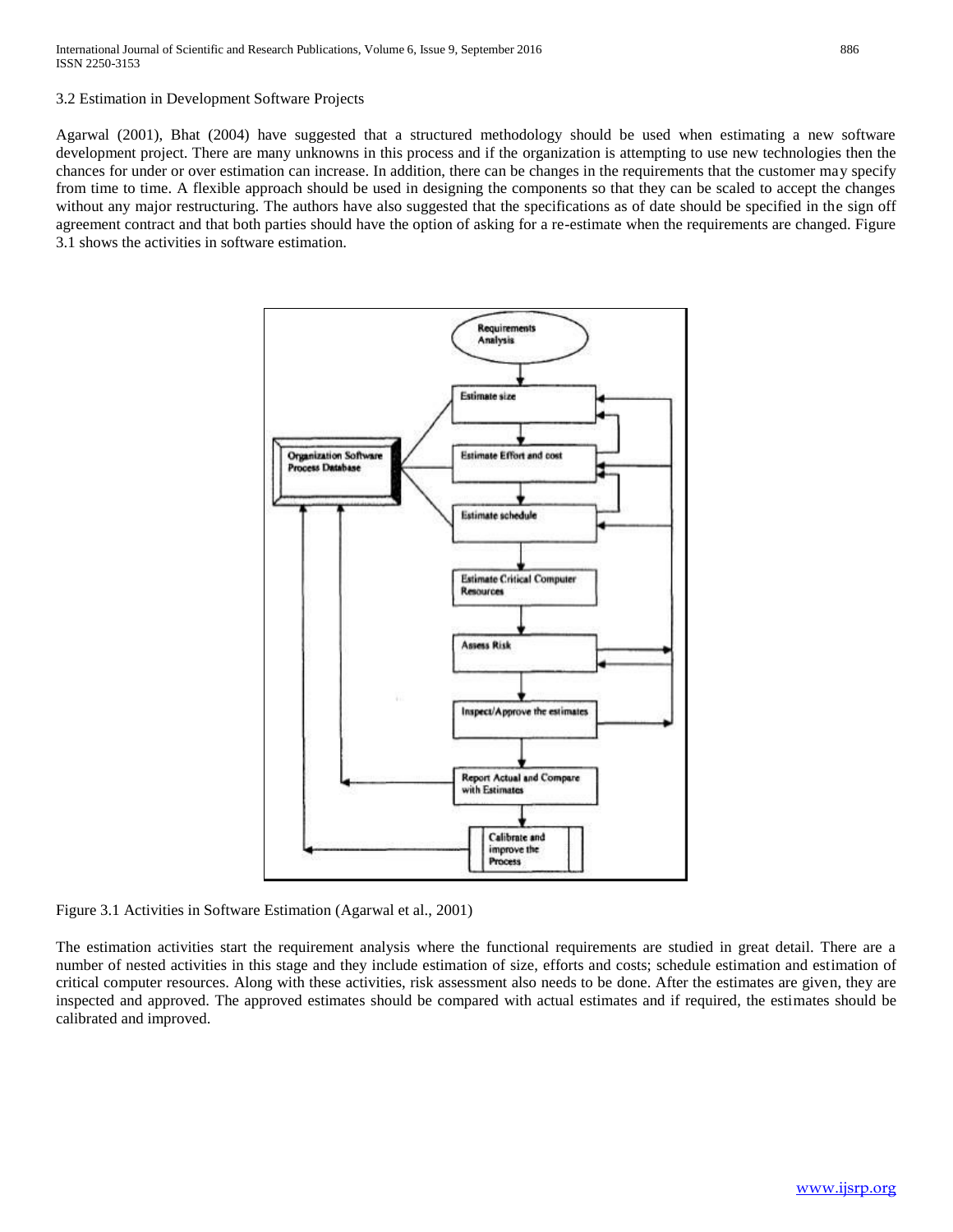### 3.2 Estimation in Development Software Projects

Agarwal (2001), Bhat (2004) have suggested that a structured methodology should be used when estimating a new software development project. There are many unknowns in this process and if the organization is attempting to use new technologies then the chances for under or over estimation can increase. In addition, there can be changes in the requirements that the customer may specify from time to time. A flexible approach should be used in designing the components so that they can be scaled to accept the changes without any major restructuring. The authors have also suggested that the specifications as of date should be specified in the sign off agreement contract and that both parties should have the option of asking for a re-estimate when the requirements are changed. Figure 3.1 shows the activities in software estimation.

Figure 3.1 Activities in Software Estimation (Agarwal et al., 2001)

The estimation activities start the requirement analysis where the functional requirements are studied in great detail. There are a number of nested activities in this stage and they include estimation of size, efforts and costs; schedule estimation and estimation of critical computer resources. Along with these activities, risk assessment also needs to be done. After the estimates are given, they are inspected and approved. The approved estimates should be compared with actual estimates and if required, the estimates should be calibrated and improved.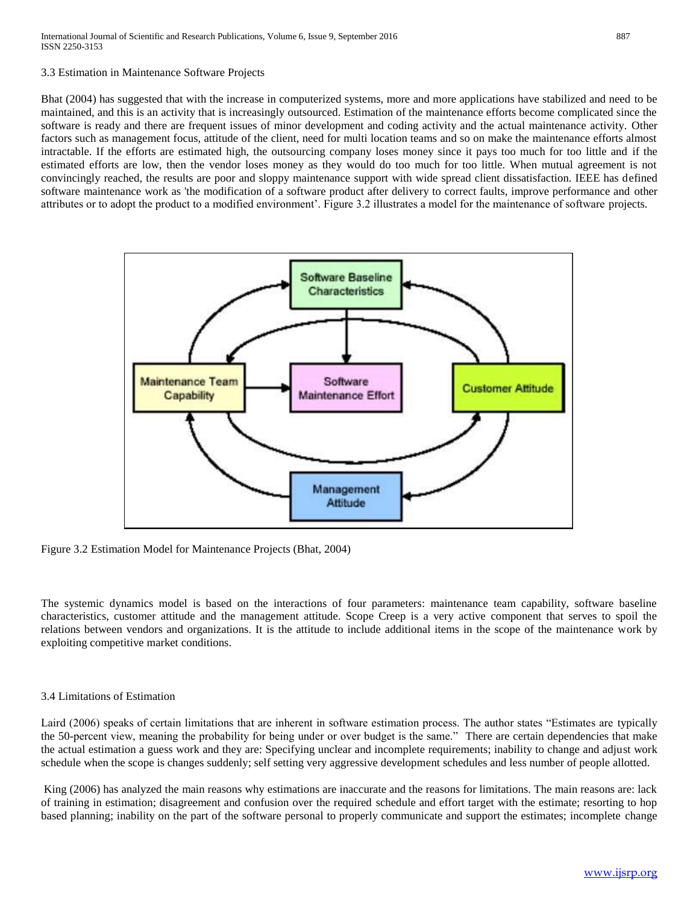### 3.3 Estimation in Maintenance Software Projects

Bhat (2004) has suggested that with the increase in computerized systems, more and more applications have stabilized and need to be maintained, and this is an activity that is increasingly outsourced. Estimation of the maintenance efforts become complicated since the software is ready and there are frequent issues of minor development and coding activity and the actual maintenance activity. Other factors such as management focus, attitude of the client, need for multi location teams and so on make the maintenance efforts almost intractable. If the efforts are estimated high, the outsourcing company loses money since it pays too much for too little and if the estimated efforts are low, then the vendor loses money as they would do too much for too little. When mutual agreement is not convincingly reached, the results are poor and sloppy maintenance support with wide spread client dissatisfaction. IEEE has defined software maintenance work as 'the modification of a software product after delivery to correct faults, improve performance and other attributes or to adopt the product to a modified environment'. Figure 3.2 illustrates a model for the maintenance of software projects.

Figure 3.2 Estimation Model for Maintenance Projects (Bhat, 2004)

The systemic dynamics model is based on the interactions of four parameters: maintenance team capability, software baseline characteristics, customer attitude and the management attitude. Scope Creep is a very active component that serves to spoil the relations between vendors and organizations. It is the attitude to include additional items in the scope of the maintenance work by exploiting competitive market conditions.

### 3.4 Limitations of Estimation

Laird (2006) speaks of certain limitations that are inherent in software estimation process. The author states "Estimates are typically the 50-percent view, meaning the probability for being under or over budget is the same." There are certain dependencies that make the actual estimation a guess work and they are: Specifying unclear and incomplete requirements; inability to change and adjust work schedule when the scope is changes suddenly; self setting very aggressive development schedules and less number of people allotted.

King (2006) has analyzed the main reasons why estimations are inaccurate and the reasons for limitations. The main reasons are: lack of training in estimation; disagreement and confusion over the required schedule and effort target with the estimate; resorting to hop based planning; inability on the part of the software personal to properly communicate and support the estimates; incomplete change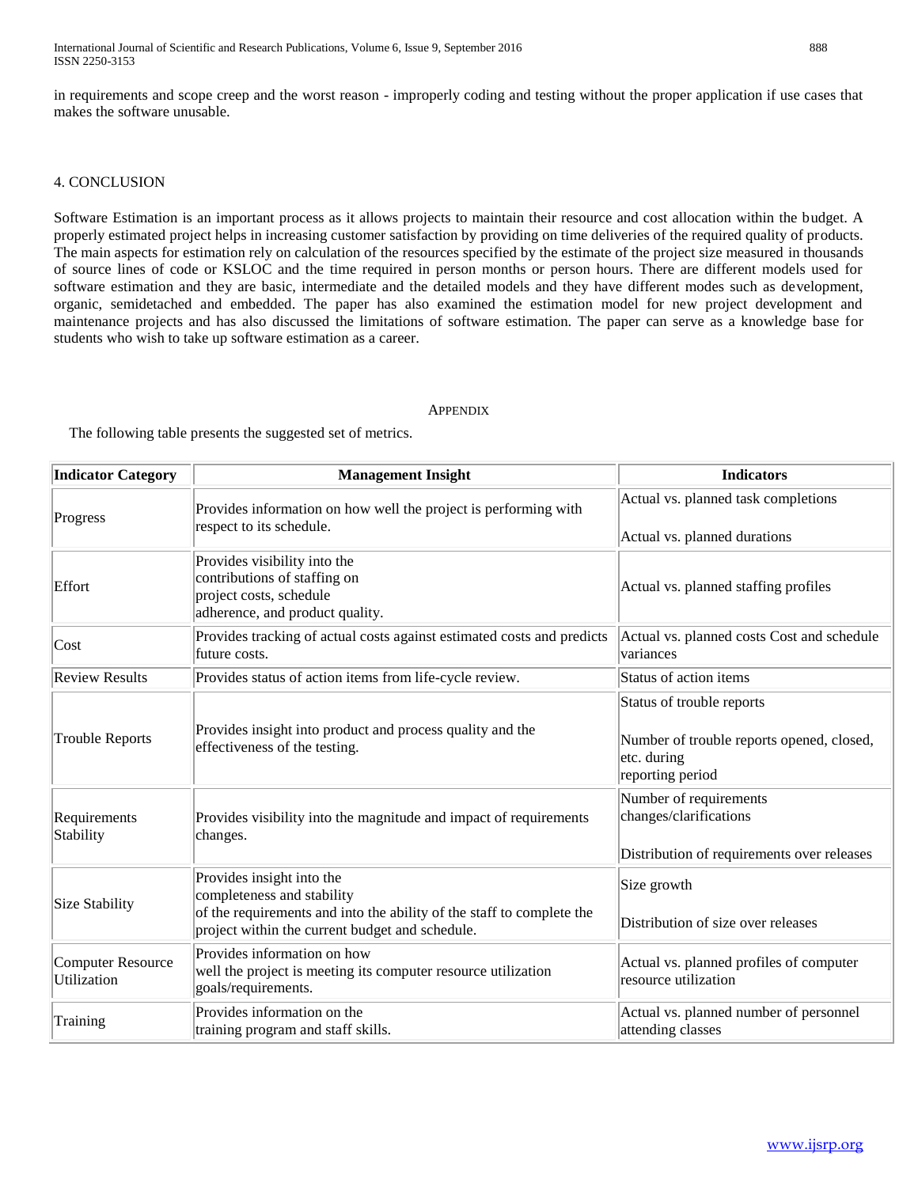in requirements and scope creep and the worst reason - improperly coding and testing without the proper application if use cases that makes the software unusable.

## 4. CONCLUSION

Software Estimation is an important process as it allows projects to maintain their resource and cost allocation within the budget. A properly estimated project helps in increasing customer satisfaction by providing on time deliveries of the required quality of products. The main aspects for estimation rely on calculation of the resources specified by the estimate of the project size measured in thousands of source lines of code or KSLOC and the time required in person months or person hours. There are different models used for software estimation and they are basic, intermediate and the detailed models and they have different modes such as development, organic, semidetached and embedded. The paper has also examined the estimation model for new project development and maintenance projects and has also discussed the limitations of software estimation. The paper can serve as a knowledge base for students who wish to take up software estimation as a career.

## APPENDIX

The following table presents the suggested set of metrics.

| Indicator Category | Management Insight | Indicators |
|---|---|---|
| Progress | Provides information on how well the project is performing with respect to its schedule. | Actual vs. planned task completions<br><br>Actual vs. planned durations |
| Effort | Provides visibility into the contributions of staffing on project costs, schedule adherence, and product quality. | Actual vs. planned staffing profiles |
| Cost | Provides tracking of actual costs against estimated costs and predicts future costs. | Actual vs. planned costs Cost and schedule variances |
| Review Results | Provides status of action items from life-cycle review. | Status of action items |
| Trouble Reports | Provides insight into product and process quality and the effectiveness of the testing. | Status of trouble reports<br><br>Number of trouble reports opened, closed, etc. during reporting period |
| Requirements Stability | Provides visibility into the magnitude and impact of requirements changes. | Number of requirements changes/clarifications<br><br>Distribution of requirements over releases |
| Size Stability | Provides insight into the completeness and stability of the requirements and into the ability of the staff to complete the project within the current budget and schedule. | Size growth<br><br>Distribution of size over releases |
| Computer Resource Utilization | Provides information on how well the project is meeting its computer resource utilization goals/requirements. | Actual vs. planned profiles of computer resource utilization |
| Training | Provides information on the training program and staff skills. | Actual vs. planned number of personnel attending classes |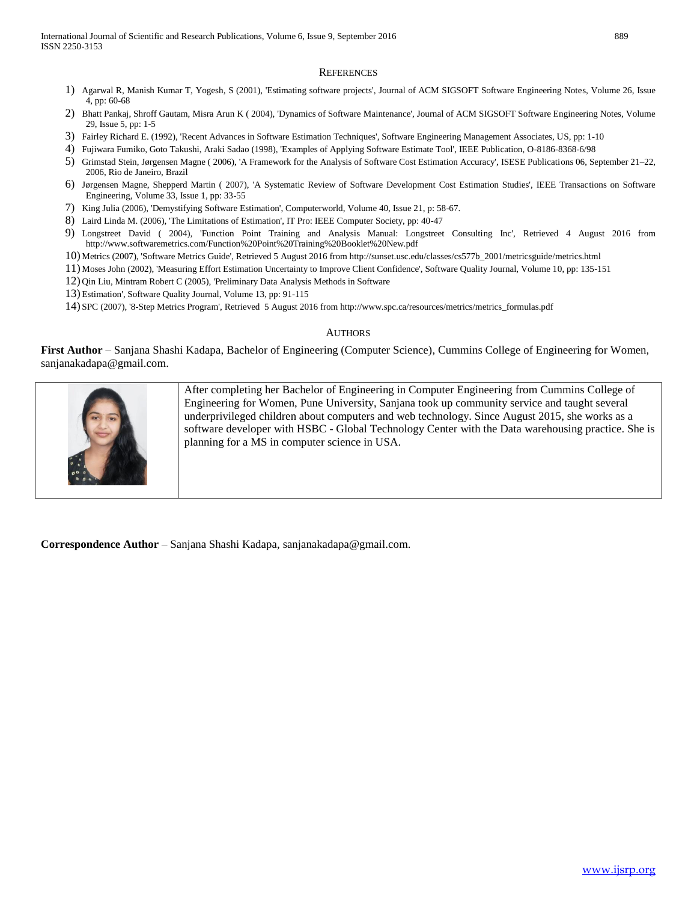## REFERENCES

1) Agarwal R, Manish Kumar T, Yogesh, S (2001), 'Estimating software projects', Journal of ACM SIGSOFT Software Engineering Notes, Volume 26, Issue 4, pp: 60-68
2) Bhatt Pankaj, Shroff Gautam, Misra Arun K ( 2004), 'Dynamics of Software Maintenance', Journal of ACM SIGSOFT Software Engineering Notes, Volume 29, Issue 5, pp: 1-5
3) Fairley Richard E. (1992), 'Recent Advances in Software Estimation Techniques', Software Engineering Management Associates, US, pp: 1-10
4) Fujiwara Fumiko, Goto Takushi, Araki Sadao (1998), 'Examples of Applying Software Estimate Tool', IEEE Publication, O-8186-8368-6/98
5) Grimstad Stein, Jørgensen Magne ( 2006), 'A Framework for the Analysis of Software Cost Estimation Accuracy', ISESE Publications 06, September 21–22, 2006, Rio de Janeiro, Brazil
6) Jørgensen Magne, Shepperd Martin ( 2007), 'A Systematic Review of Software Development Cost Estimation Studies', IEEE Transactions on Software Engineering, Volume 33, Issue 1, pp: 33-55
7) King Julia (2006), 'Demystifying Software Estimation', Computerworld, Volume 40, Issue 21, p: 58-67.
8) Laird Linda M. (2006), 'The Limitations of Estimation', IT Pro: IEEE Computer Society, pp: 40-47
9) Longstreet David ( 2004), 'Function Point Training and Analysis Manual: Longstreet Consulting Inc', Retrieved 4 August 2016 from http://www.softwaremetrics.com/Function%20Point%20Training%20Booklet%20New.pdf
10) Metrics (2007), 'Software Metrics Guide', Retrieved 5 August 2016 from http://sunset.usc.edu/classes/cs577b_2001/metricsguide/metrics.html
11) Moses John (2002), 'Measuring Effort Estimation Uncertainty to Improve Client Confidence', Software Quality Journal, Volume 10, pp: 135-151
12) Qin Liu, Mintram Robert C (2005), 'Preliminary Data Analysis Methods in Software
13) Estimation', Software Quality Journal, Volume 13, pp: 91-115
14) SPC (2007), '8-Step Metrics Program', Retrieved 5 August 2016 from http://www.spc.ca/resources/metrics/metrics_formulas.pdf

## AUTHORS

**First Author** – Sanjana Shashi Kadapa, Bachelor of Engineering (Computer Science), Cummins College of Engineering for Women, sanjanakadapa@gmail.com.

After completing her Bachelor of Engineering in Computer Engineering from Cummins College of Engineering for Women, Pune University, Sanjana took up community service and taught several underprivileged children about computers and web technology. Since August 2015, she works as a software developer with HSBC - Global Technology Center with the Data warehousing practice. She is planning for a MS in computer science in USA.

**Correspondence Author** – Sanjana Shashi Kadapa, sanjanakadapa@gmail.com.